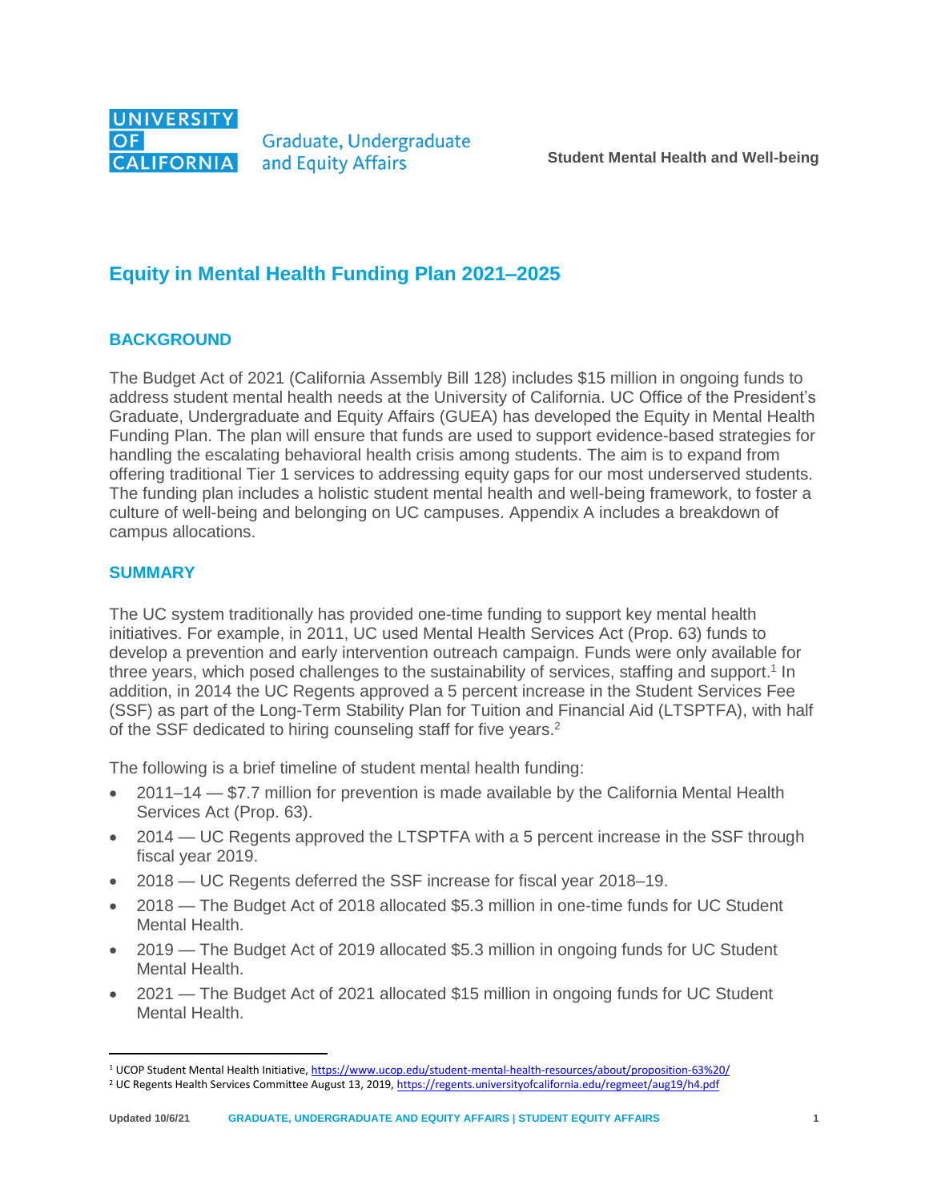# Equity in Mental Health Funding Plan 2021–2025

## BACKGROUND

The Budget Act of 2021 (California Assembly Bill 128) includes $15 million in ongoing funds to address student mental health needs at the University of California. UC Office of the President's Graduate, Undergraduate and Equity Affairs (GUEA) has developed the Equity in Mental Health Funding Plan. The plan will ensure that funds are used to support evidence-based strategies for handling the escalating behavioral health crisis among students. The aim is to expand from offering traditional Tier 1 services to addressing equity gaps for our most underserved students. The funding plan includes a holistic student mental health and well-being framework, to foster a culture of well-being and belonging on UC campuses. Appendix A includes a breakdown of campus allocations.

## SUMMARY

The UC system traditionally has provided one-time funding to support key mental health initiatives. For example, in 2011, UC used Mental Health Services Act (Prop. 63) funds to develop a prevention and early intervention outreach campaign. Funds were only available for three years, which posed challenges to the sustainability of services, staffing and support.[1] In addition, in 2014 the UC Regents approved a 5 percent increase in the Student Services Fee (SSF) as part of the Long-Term Stability Plan for Tuition and Financial Aid (LTSPTFA), with half of the SSF dedicated to hiring counseling staff for five years.[2]

The following is a brief timeline of student mental health funding:

- 2011–14 — $7.7 million for prevention is made available by the California Mental Health Services Act (Prop. 63).
- 2014 — UC Regents approved the LTSPTFA with a 5 percent increase in the SSF through fiscal year 2019.
- 2018 — UC Regents deferred the SSF increase for fiscal year 2018–19.
- 2018 — The Budget Act of 2018 allocated $5.3 million in one-time funds for UC Student Mental Health.
- 2019 — The Budget Act of 2019 allocated $5.3 million in ongoing funds for UC Student Mental Health.
- 2021 — The Budget Act of 2021 allocated $15 million in ongoing funds for UC Student Mental Health.

---

[1] UCOP Student Mental Health Initiative, https://www.ucop.edu/student-mental-health-resources/about/proposition-63%20/

[2] UC Regents Health Services Committee August 13, 2019, https://regents.universityofcalifornia.edu/regmeet/aug19/h4.pdf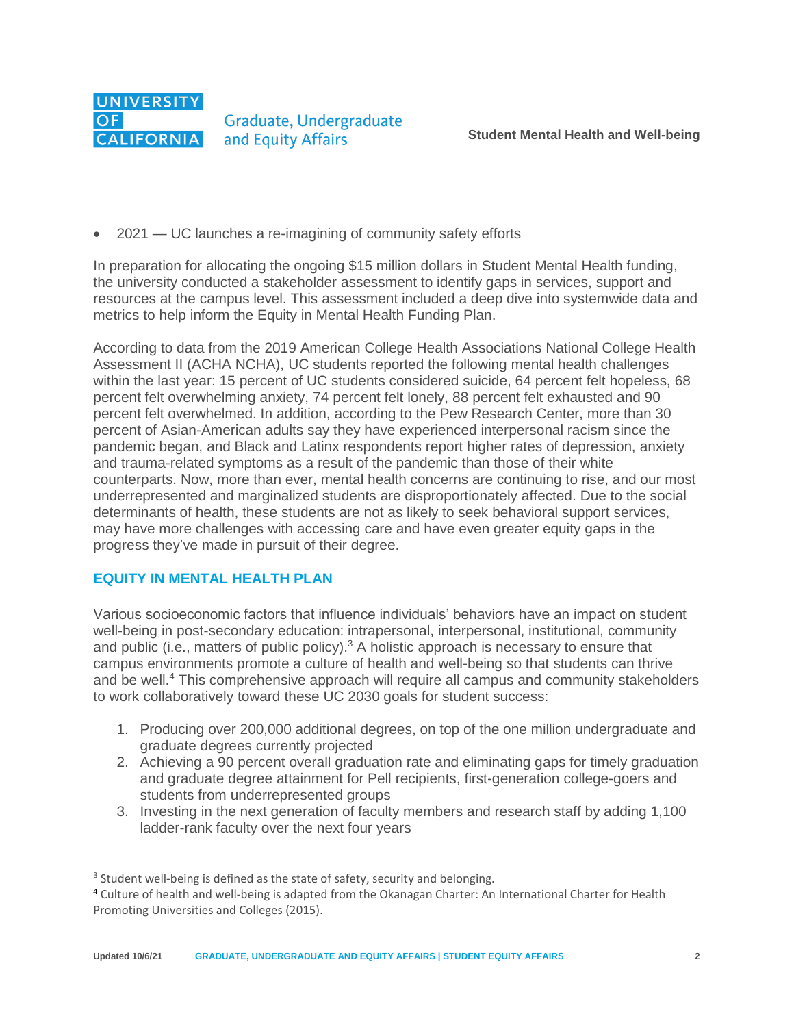- 2021 — UC launches a re-imagining of community safety efforts

In preparation for allocating the ongoing $15 million dollars in Student Mental Health funding, the university conducted a stakeholder assessment to identify gaps in services, support and resources at the campus level. This assessment included a deep dive into systemwide data and metrics to help inform the Equity in Mental Health Funding Plan.

According to data from the 2019 American College Health Associations National College Health Assessment II (ACHA NCHA), UC students reported the following mental health challenges within the last year: 15 percent of UC students considered suicide, 64 percent felt hopeless, 68 percent felt overwhelming anxiety, 74 percent felt lonely, 88 percent felt exhausted and 90 percent felt overwhelmed. In addition, according to the Pew Research Center, more than 30 percent of Asian-American adults say they have experienced interpersonal racism since the pandemic began, and Black and Latinx respondents report higher rates of depression, anxiety and trauma-related symptoms as a result of the pandemic than those of their white counterparts. Now, more than ever, mental health concerns are continuing to rise, and our most underrepresented and marginalized students are disproportionately affected. Due to the social determinants of health, these students are not as likely to seek behavioral support services, may have more challenges with accessing care and have even greater equity gaps in the progress they've made in pursuit of their degree.

## EQUITY IN MENTAL HEALTH PLAN

Various socioeconomic factors that influence individuals' behaviors have an impact on student well-being in post-secondary education: intrapersonal, interpersonal, institutional, community and public (i.e., matters of public policy).[3] A holistic approach is necessary to ensure that campus environments promote a culture of health and well-being so that students can thrive and be well.[4] This comprehensive approach will require all campus and community stakeholders to work collaboratively toward these UC 2030 goals for student success:

1. Producing over 200,000 additional degrees, on top of the one million undergraduate and graduate degrees currently projected
2. Achieving a 90 percent overall graduation rate and eliminating gaps for timely graduation and graduate degree attainment for Pell recipients, first-generation college-goers and students from underrepresented groups
3. Investing in the next generation of faculty members and research staff by adding 1,100 ladder-rank faculty over the next four years

---

[3] Student well-being is defined as the state of safety, security and belonging.

[4] Culture of health and well-being is adapted from the Okanagan Charter: An International Charter for Health Promoting Universities and Colleges (2015).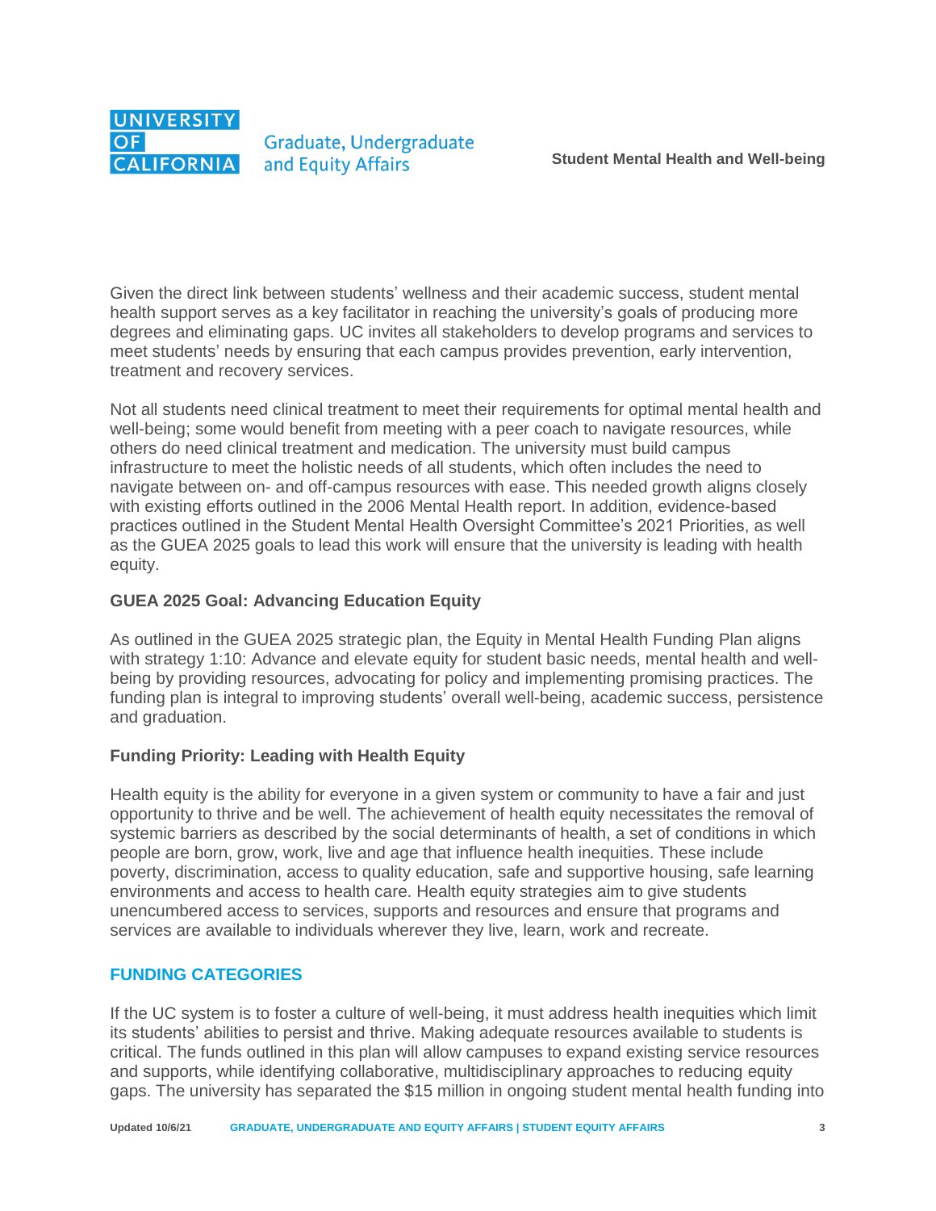Given the direct link between students' wellness and their academic success, student mental health support serves as a key facilitator in reaching the university's goals of producing more degrees and eliminating gaps. UC invites all stakeholders to develop programs and services to meet students' needs by ensuring that each campus provides prevention, early intervention, treatment and recovery services.

Not all students need clinical treatment to meet their requirements for optimal mental health and well-being; some would benefit from meeting with a peer coach to navigate resources, while others do need clinical treatment and medication. The university must build campus infrastructure to meet the holistic needs of all students, which often includes the need to navigate between on- and off-campus resources with ease. This needed growth aligns closely with existing efforts outlined in the 2006 Mental Health report. In addition, evidence-based practices outlined in the Student Mental Health Oversight Committee's 2021 Priorities, as well as the GUEA 2025 goals to lead this work will ensure that the university is leading with health equity.

### GUEA 2025 Goal: Advancing Education Equity

As outlined in the GUEA 2025 strategic plan, the Equity in Mental Health Funding Plan aligns with strategy 1:10: Advance and elevate equity for student basic needs, mental health and well-being by providing resources, advocating for policy and implementing promising practices. The funding plan is integral to improving students' overall well-being, academic success, persistence and graduation.

### Funding Priority: Leading with Health Equity

Health equity is the ability for everyone in a given system or community to have a fair and just opportunity to thrive and be well. The achievement of health equity necessitates the removal of systemic barriers as described by the social determinants of health, a set of conditions in which people are born, grow, work, live and age that influence health inequities. These include poverty, discrimination, access to quality education, safe and supportive housing, safe learning environments and access to health care. Health equity strategies aim to give students unencumbered access to services, supports and resources and ensure that programs and services are available to individuals wherever they live, learn, work and recreate.

## FUNDING CATEGORIES

If the UC system is to foster a culture of well-being, it must address health inequities which limit its students' abilities to persist and thrive. Making adequate resources available to students is critical. The funds outlined in this plan will allow campuses to expand existing service resources and supports, while identifying collaborative, multidisciplinary approaches to reducing equity gaps. The university has separated the $15 million in ongoing student mental health funding into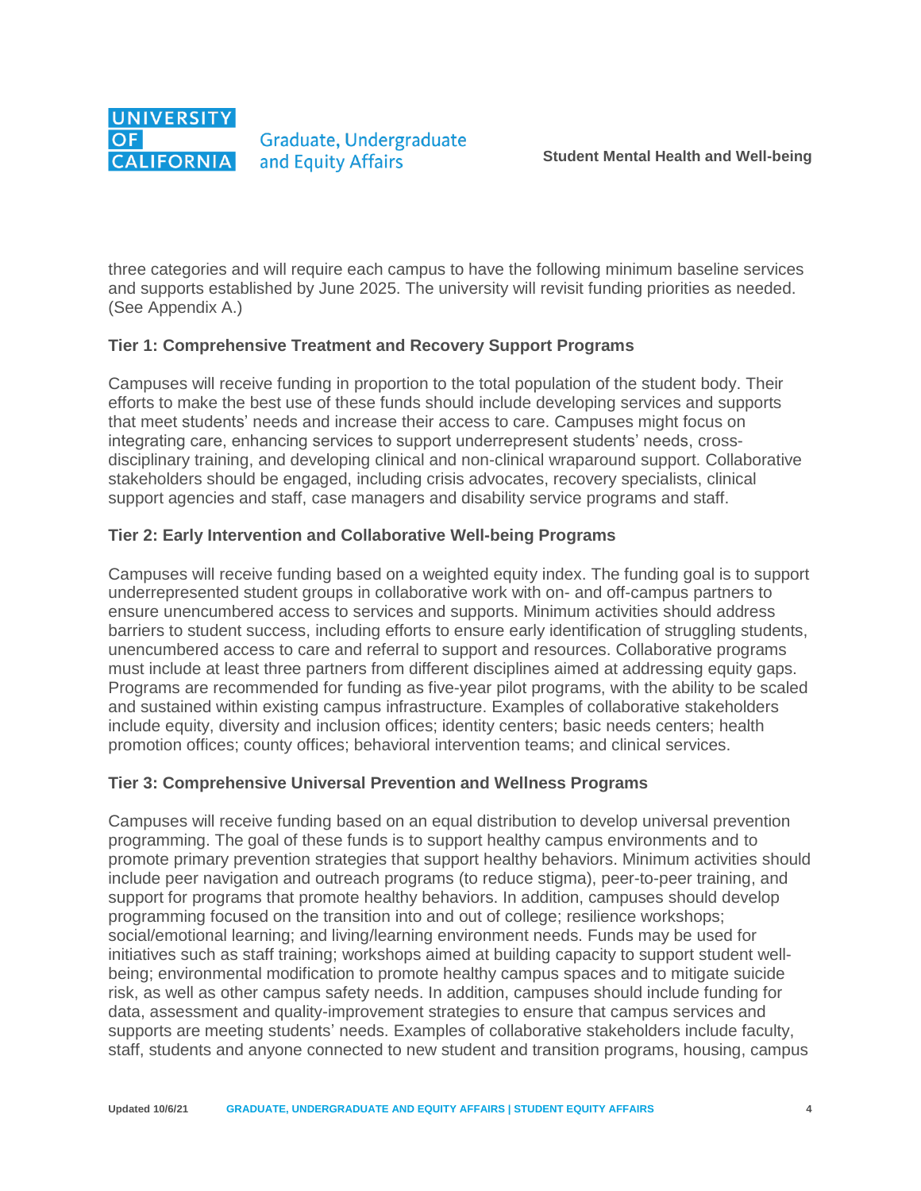three categories and will require each campus to have the following minimum baseline services and supports established by June 2025. The university will revisit funding priorities as needed. (See Appendix A.)

### Tier 1: Comprehensive Treatment and Recovery Support Programs

Campuses will receive funding in proportion to the total population of the student body. Their efforts to make the best use of these funds should include developing services and supports that meet students' needs and increase their access to care. Campuses might focus on integrating care, enhancing services to support underrepresent students' needs, cross-disciplinary training, and developing clinical and non-clinical wraparound support. Collaborative stakeholders should be engaged, including crisis advocates, recovery specialists, clinical support agencies and staff, case managers and disability service programs and staff.

### Tier 2: Early Intervention and Collaborative Well-being Programs

Campuses will receive funding based on a weighted equity index. The funding goal is to support underrepresented student groups in collaborative work with on- and off-campus partners to ensure unencumbered access to services and supports. Minimum activities should address barriers to student success, including efforts to ensure early identification of struggling students, unencumbered access to care and referral to support and resources. Collaborative programs must include at least three partners from different disciplines aimed at addressing equity gaps. Programs are recommended for funding as five-year pilot programs, with the ability to be scaled and sustained within existing campus infrastructure. Examples of collaborative stakeholders include equity, diversity and inclusion offices; identity centers; basic needs centers; health promotion offices; county offices; behavioral intervention teams; and clinical services.

### Tier 3: Comprehensive Universal Prevention and Wellness Programs

Campuses will receive funding based on an equal distribution to develop universal prevention programming. The goal of these funds is to support healthy campus environments and to promote primary prevention strategies that support healthy behaviors. Minimum activities should include peer navigation and outreach programs (to reduce stigma), peer-to-peer training, and support for programs that promote healthy behaviors. In addition, campuses should develop programming focused on the transition into and out of college; resilience workshops; social/emotional learning; and living/learning environment needs. Funds may be used for initiatives such as staff training; workshops aimed at building capacity to support student well-being; environmental modification to promote healthy campus spaces and to mitigate suicide risk, as well as other campus safety needs. In addition, campuses should include funding for data, assessment and quality-improvement strategies to ensure that campus services and supports are meeting students' needs. Examples of collaborative stakeholders include faculty, staff, students and anyone connected to new student and transition programs, housing, campus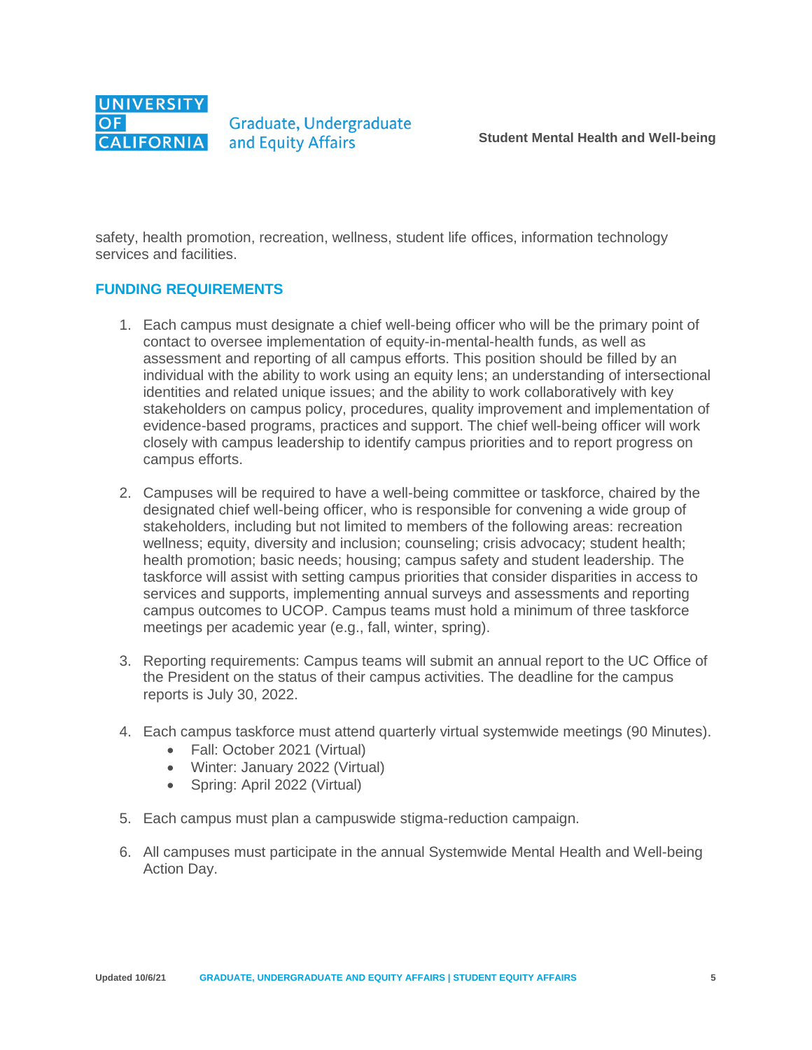safety, health promotion, recreation, wellness, student life offices, information technology services and facilities.

## FUNDING REQUIREMENTS

1. Each campus must designate a chief well-being officer who will be the primary point of contact to oversee implementation of equity-in-mental-health funds, as well as assessment and reporting of all campus efforts. This position should be filled by an individual with the ability to work using an equity lens; an understanding of intersectional identities and related unique issues; and the ability to work collaboratively with key stakeholders on campus policy, procedures, quality improvement and implementation of evidence-based programs, practices and support. The chief well-being officer will work closely with campus leadership to identify campus priorities and to report progress on campus efforts.

2. Campuses will be required to have a well-being committee or taskforce, chaired by the designated chief well-being officer, who is responsible for convening a wide group of stakeholders, including but not limited to members of the following areas: recreation wellness; equity, diversity and inclusion; counseling; crisis advocacy; student health; health promotion; basic needs; housing; campus safety and student leadership. The taskforce will assist with setting campus priorities that consider disparities in access to services and supports, implementing annual surveys and assessments and reporting campus outcomes to UCOP. Campus teams must hold a minimum of three taskforce meetings per academic year (e.g., fall, winter, spring).

3. Reporting requirements: Campus teams will submit an annual report to the UC Office of the President on the status of their campus activities. The deadline for the campus reports is July 30, 2022.

4. Each campus taskforce must attend quarterly virtual systemwide meetings (90 Minutes).
   - Fall: October 2021 (Virtual)
   - Winter: January 2022 (Virtual)
   - Spring: April 2022 (Virtual)

5. Each campus must plan a campuswide stigma-reduction campaign.

6. All campuses must participate in the annual Systemwide Mental Health and Well-being Action Day.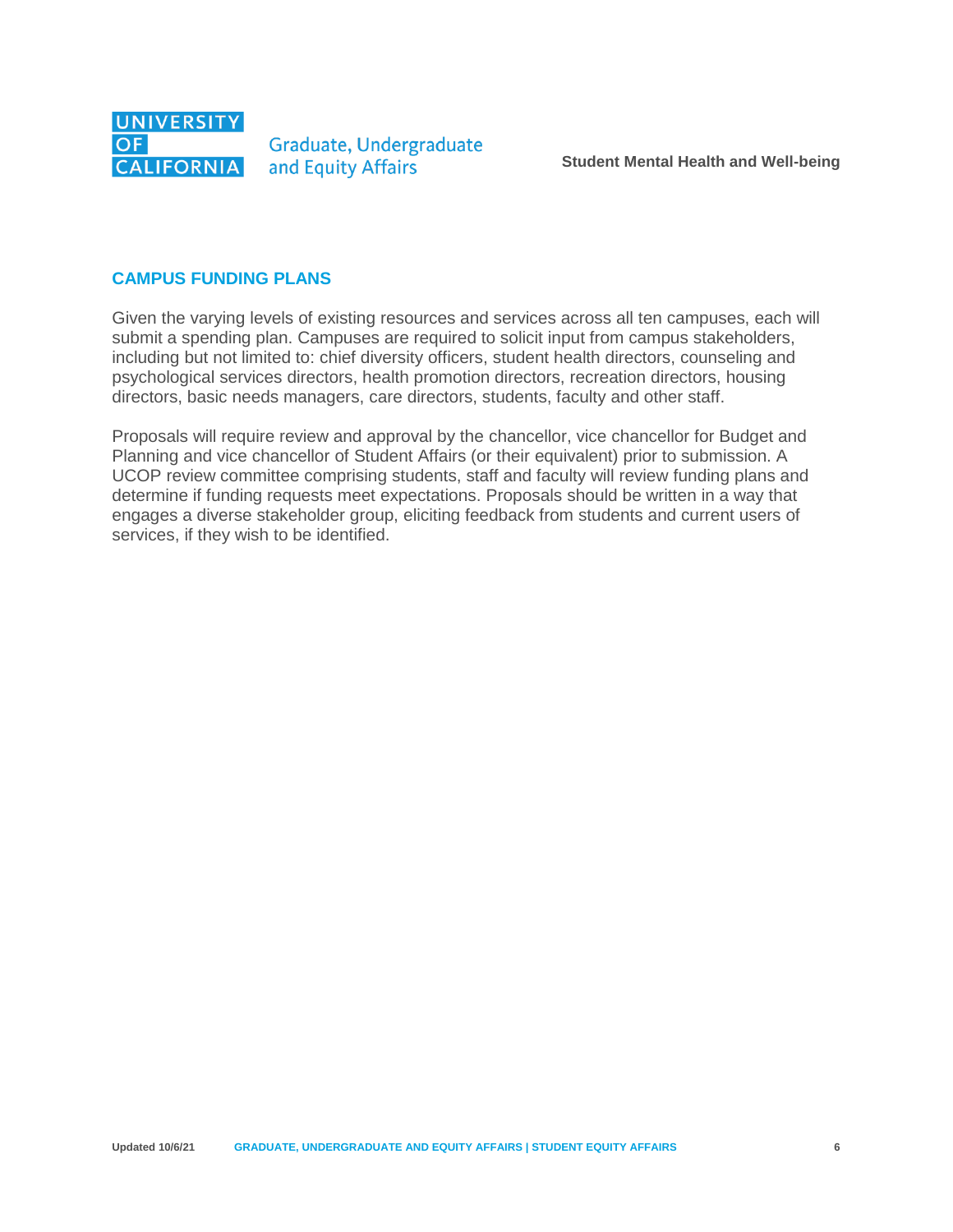## CAMPUS FUNDING PLANS

Given the varying levels of existing resources and services across all ten campuses, each will submit a spending plan. Campuses are required to solicit input from campus stakeholders, including but not limited to: chief diversity officers, student health directors, counseling and psychological services directors, health promotion directors, recreation directors, housing directors, basic needs managers, care directors, students, faculty and other staff.

Proposals will require review and approval by the chancellor, vice chancellor for Budget and Planning and vice chancellor of Student Affairs (or their equivalent) prior to submission. A UCOP review committee comprising students, staff and faculty will review funding plans and determine if funding requests meet expectations. Proposals should be written in a way that engages a diverse stakeholder group, eliciting feedback from students and current users of services, if they wish to be identified.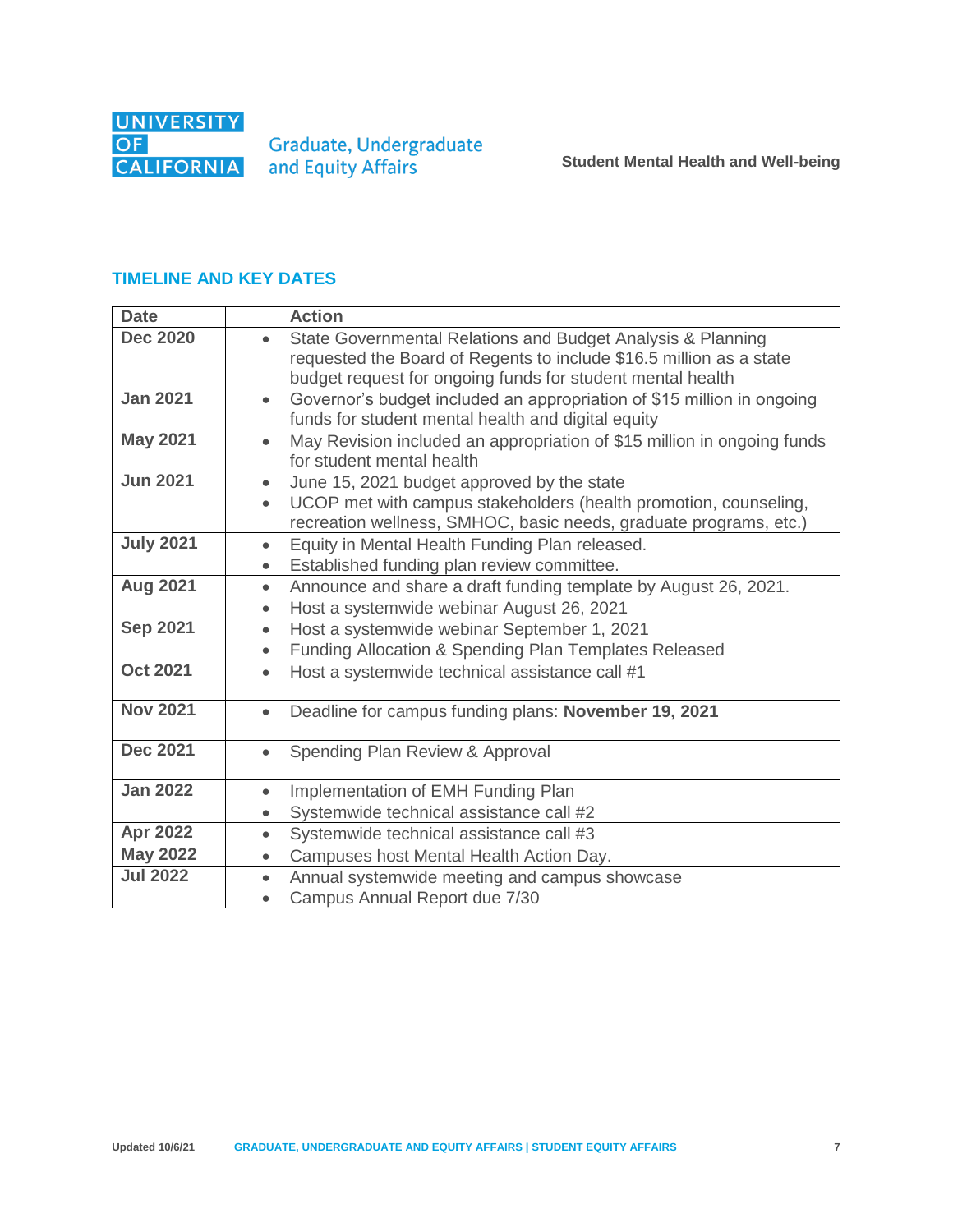## TIMELINE AND KEY DATES

| Date | Action |
|---|---|
| **Dec 2020** | • State Governmental Relations and Budget Analysis & Planning requested the Board of Regents to include $16.5 million as a state budget request for ongoing funds for student mental health |
| **Jan 2021** | • Governor's budget included an appropriation of $15 million in ongoing funds for student mental health and digital equity |
| **May 2021** | • May Revision included an appropriation of $15 million in ongoing funds for student mental health |
| **Jun 2021** | • June 15, 2021 budget approved by the state<br>• UCOP met with campus stakeholders (health promotion, counseling, recreation wellness, SMHOC, basic needs, graduate programs, etc.) |
| **July 2021** | • Equity in Mental Health Funding Plan released.<br>• Established funding plan review committee. |
| **Aug 2021** | • Announce and share a draft funding template by August 26, 2021.<br>• Host a systemwide webinar August 26, 2021 |
| **Sep 2021** | • Host a systemwide webinar September 1, 2021<br>• Funding Allocation & Spending Plan Templates Released |
| **Oct 2021** | • Host a systemwide technical assistance call #1 |
| **Nov 2021** | • Deadline for campus funding plans: **November 19, 2021** |
| **Dec 2021** | • Spending Plan Review & Approval |
| **Jan 2022** | • Implementation of EMH Funding Plan<br>• Systemwide technical assistance call #2 |
| **Apr 2022** | • Systemwide technical assistance call #3 |
| **May 2022** | • Campuses host Mental Health Action Day. |
| **Jul 2022** | • Annual systemwide meeting and campus showcase<br>• Campus Annual Report due 7/30 |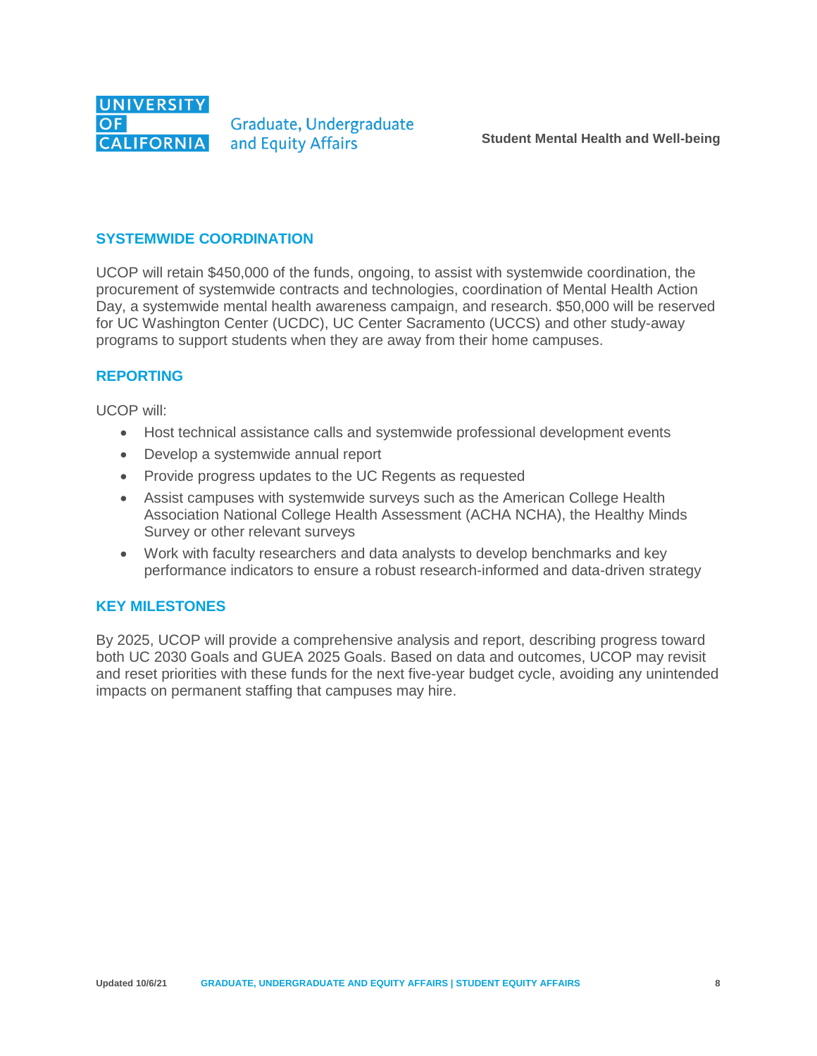## SYSTEMWIDE COORDINATION

UCOP will retain $450,000 of the funds, ongoing, to assist with systemwide coordination, the procurement of systemwide contracts and technologies, coordination of Mental Health Action Day, a systemwide mental health awareness campaign, and research. $50,000 will be reserved for UC Washington Center (UCDC), UC Center Sacramento (UCCS) and other study-away programs to support students when they are away from their home campuses.

## REPORTING

UCOP will:

- Host technical assistance calls and systemwide professional development events
- Develop a systemwide annual report
- Provide progress updates to the UC Regents as requested
- Assist campuses with systemwide surveys such as the American College Health Association National College Health Assessment (ACHA NCHA), the Healthy Minds Survey or other relevant surveys
- Work with faculty researchers and data analysts to develop benchmarks and key performance indicators to ensure a robust research-informed and data-driven strategy

## KEY MILESTONES

By 2025, UCOP will provide a comprehensive analysis and report, describing progress toward both UC 2030 Goals and GUEA 2025 Goals. Based on data and outcomes, UCOP may revisit and reset priorities with these funds for the next five-year budget cycle, avoiding any unintended impacts on permanent staffing that campuses may hire.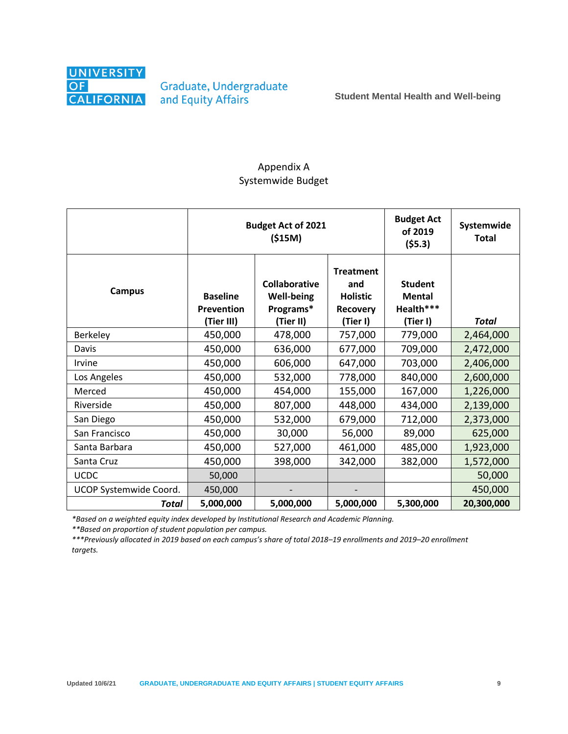Appendix A
Systemwide Budget

| | Budget Act of 2021 ($15M) | | | Budget Act of 2019 ($5.3) | Systemwide Total |
|---|---|---|---|---|---|
| **Campus** | **Baseline Prevention (Tier III)** | **Collaborative Well-being Programs* (Tier II)** | **Treatment and Holistic Recovery (Tier I)** | **Student Mental Health*** (Tier I)** | ***Total*** |
| Berkeley | 450,000 | 478,000 | 757,000 | 779,000 | 2,464,000 |
| Davis | 450,000 | 636,000 | 677,000 | 709,000 | 2,472,000 |
| Irvine | 450,000 | 606,000 | 647,000 | 703,000 | 2,406,000 |
| Los Angeles | 450,000 | 532,000 | 778,000 | 840,000 | 2,600,000 |
| Merced | 450,000 | 454,000 | 155,000 | 167,000 | 1,226,000 |
| Riverside | 450,000 | 807,000 | 448,000 | 434,000 | 2,139,000 |
| San Diego | 450,000 | 532,000 | 679,000 | 712,000 | 2,373,000 |
| San Francisco | 450,000 | 30,000 | 56,000 | 89,000 | 625,000 |
| Santa Barbara | 450,000 | 527,000 | 461,000 | 485,000 | 1,923,000 |
| Santa Cruz | 450,000 | 398,000 | 342,000 | 382,000 | 1,572,000 |
| UCDC | 50,000 | | | | 50,000 |
| UCOP Systemwide Coord. | 450,000 | - | - | | 450,000 |
| ***Total*** | **5,000,000** | **5,000,000** | **5,000,000** | **5,300,000** | **20,300,000** |

*Based on a weighted equity index developed by Institutional Research and Academic Planning.
**Based on proportion of student population per campus.
***Previously allocated in 2019 based on each campus's share of total 2018–19 enrollments and 2019–20 enrollment targets.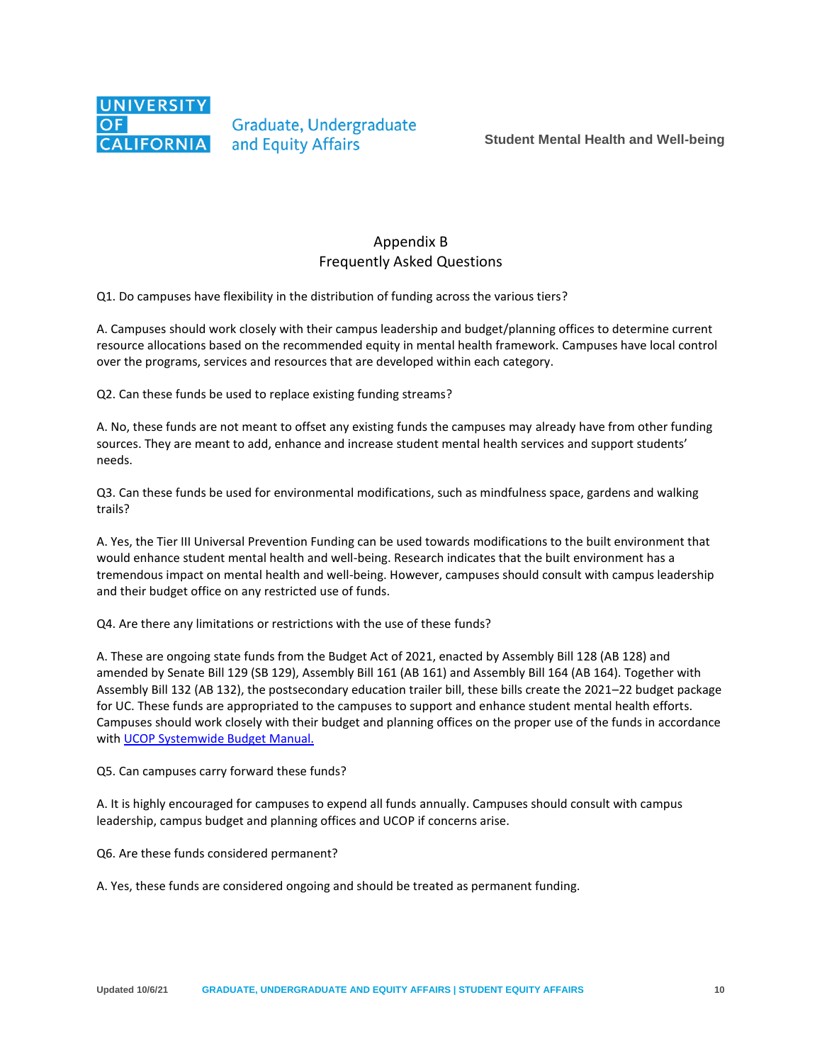# Appendix B
## Frequently Asked Questions

Q1. Do campuses have flexibility in the distribution of funding across the various tiers?

A. Campuses should work closely with their campus leadership and budget/planning offices to determine current resource allocations based on the recommended equity in mental health framework. Campuses have local control over the programs, services and resources that are developed within each category.

Q2. Can these funds be used to replace existing funding streams?

A. No, these funds are not meant to offset any existing funds the campuses may already have from other funding sources. They are meant to add, enhance and increase student mental health services and support students' needs.

Q3. Can these funds be used for environmental modifications, such as mindfulness space, gardens and walking trails?

A. Yes, the Tier III Universal Prevention Funding can be used towards modifications to the built environment that would enhance student mental health and well-being. Research indicates that the built environment has a tremendous impact on mental health and well-being. However, campuses should consult with campus leadership and their budget office on any restricted use of funds.

Q4. Are there any limitations or restrictions with the use of these funds?

A. These are ongoing state funds from the Budget Act of 2021, enacted by Assembly Bill 128 (AB 128) and amended by Senate Bill 129 (SB 129), Assembly Bill 161 (AB 161) and Assembly Bill 164 (AB 164). Together with Assembly Bill 132 (AB 132), the postsecondary education trailer bill, these bills create the 2021–22 budget package for UC. These funds are appropriated to the campuses to support and enhance student mental health efforts. Campuses should work closely with their budget and planning offices on the proper use of the funds in accordance with UCOP Systemwide Budget Manual.

Q5. Can campuses carry forward these funds?

A. It is highly encouraged for campuses to expend all funds annually. Campuses should consult with campus leadership, campus budget and planning offices and UCOP if concerns arise.

Q6. Are these funds considered permanent?

A. Yes, these funds are considered ongoing and should be treated as permanent funding.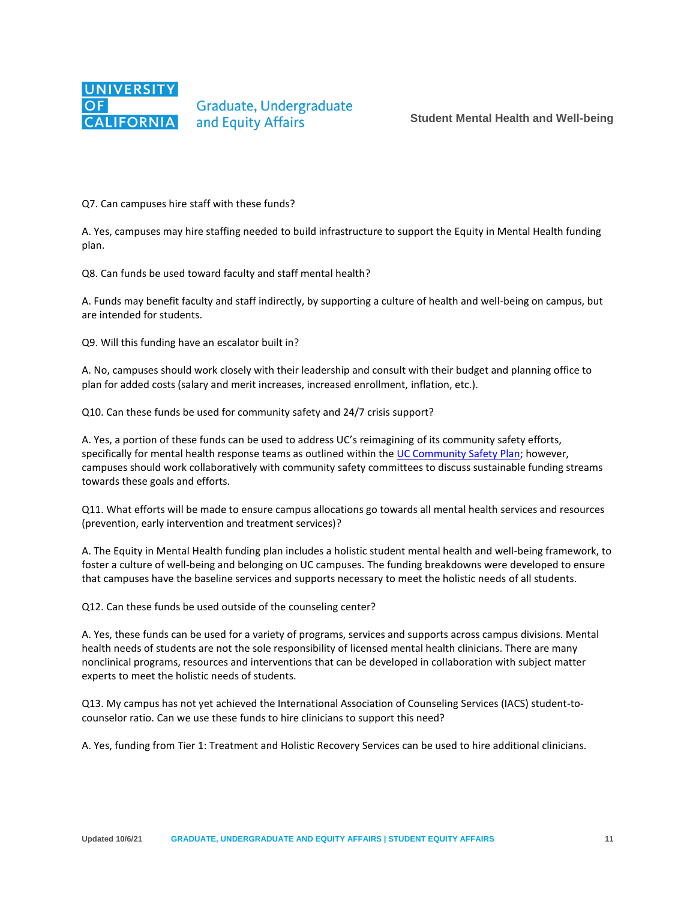Q7. Can campuses hire staff with these funds?

A. Yes, campuses may hire staffing needed to build infrastructure to support the Equity in Mental Health funding plan.

Q8. Can funds be used toward faculty and staff mental health?

A. Funds may benefit faculty and staff indirectly, by supporting a culture of health and well-being on campus, but are intended for students.

Q9. Will this funding have an escalator built in?

A. No, campuses should work closely with their leadership and consult with their budget and planning office to plan for added costs (salary and merit increases, increased enrollment, inflation, etc.).

Q10. Can these funds be used for community safety and 24/7 crisis support?

A. Yes, a portion of these funds can be used to address UC's reimagining of its community safety efforts, specifically for mental health response teams as outlined within the UC Community Safety Plan; however, campuses should work collaboratively with community safety committees to discuss sustainable funding streams towards these goals and efforts.

Q11. What efforts will be made to ensure campus allocations go towards all mental health services and resources (prevention, early intervention and treatment services)?

A. The Equity in Mental Health funding plan includes a holistic student mental health and well-being framework, to foster a culture of well-being and belonging on UC campuses. The funding breakdowns were developed to ensure that campuses have the baseline services and supports necessary to meet the holistic needs of all students.

Q12. Can these funds be used outside of the counseling center?

A. Yes, these funds can be used for a variety of programs, services and supports across campus divisions. Mental health needs of students are not the sole responsibility of licensed mental health clinicians. There are many nonclinical programs, resources and interventions that can be developed in collaboration with subject matter experts to meet the holistic needs of students.

Q13. My campus has not yet achieved the International Association of Counseling Services (IACS) student-to-counselor ratio. Can we use these funds to hire clinicians to support this need?

A. Yes, funding from Tier 1: Treatment and Holistic Recovery Services can be used to hire additional clinicians.